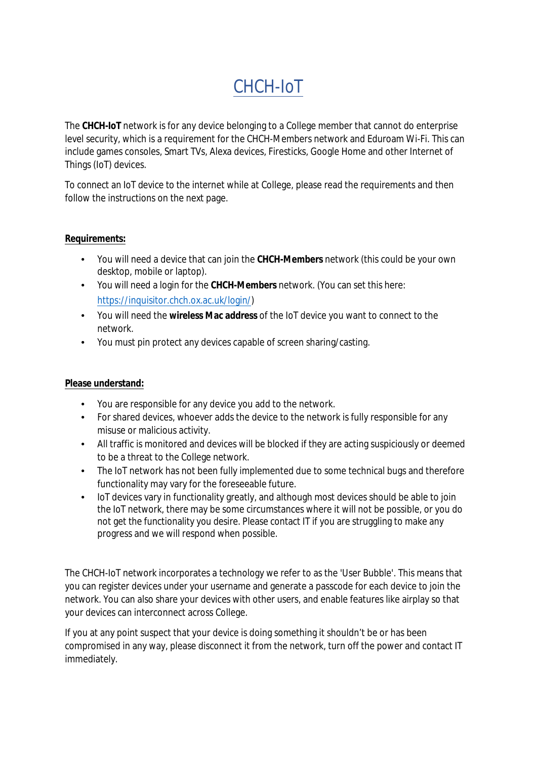# CHCH-IoT

The **CHCH-IoT** network is for any device belonging to a College member that cannot do enterprise level security, which is a requirement for the CHCH-Members network and Eduroam Wi-Fi. This can include games consoles, Smart TVs, Alexa devices, Firesticks, Google Home and other Internet of Things (IoT) devices.

To connect an IoT device to the internet while at College, please read the requirements and then follow the instructions on the next page.

**Requirements:**

- You will need a device that can join the **CHCH-Members** network (this could be your own desktop, mobile or laptop).
- You will need a login for the **CHCH-Members** network. (You can set this here: https://inquisitor.chch.ox.ac.uk/login/)
- You will need the **wireless Mac address** of the IoT device you want to connect to the network.
- You must pin protect any devices capable of screen sharing/casting.

**Please understand:**

- You are responsible for any device you add to the network.
- For shared devices, whoever adds the device to the network is fully responsible for any misuse or malicious activity.
- All traffic is monitored and devices will be blocked if they are acting suspiciously or deemed to be a threat to the College network.
- The IoT network has not been fully implemented due to some technical bugs and therefore functionality may vary for the foreseeable future.
- IoT devices vary in functionality greatly, and although most devices should be able to join the IoT network, there may be some circumstances where it will not be possible, or you do not get the functionality you desire. Please contact IT if you are struggling to make any progress and we will respond when possible.

The CHCH-IoT network incorporates a technology we refer to as the 'User Bubble'. This means that you can register devices under your username and generate a passcode for each device to join the network. You can also share your devices with other users, and enable features like airplay so that your devices can interconnect across College.

If you at any point suspect that your device is doing something it shouldn't be or has been compromised in any way, please disconnect it from the network, turn off the power and contact IT immediately.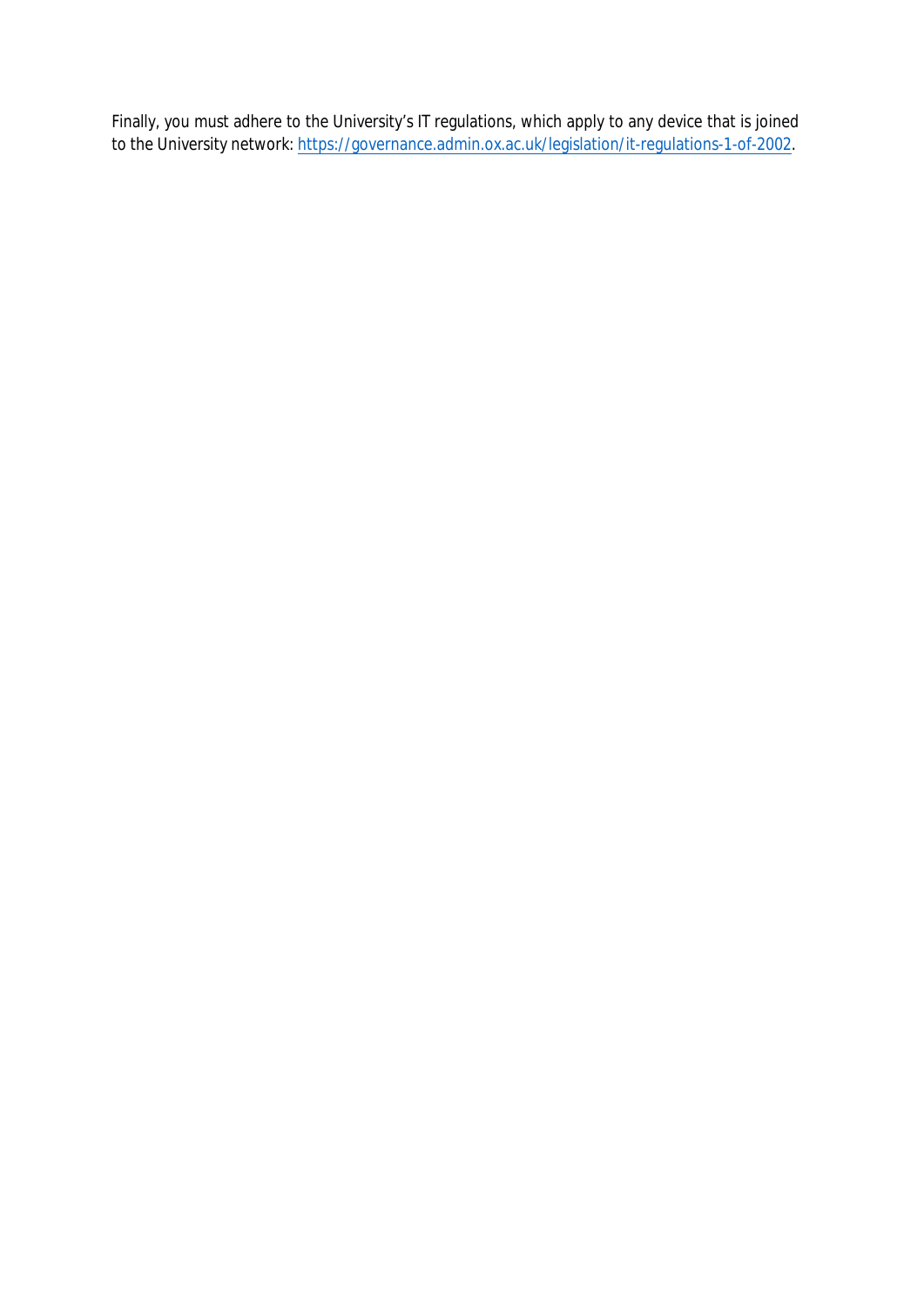Finally, you must adhere to the University's IT regulations, which apply to any device that is joined to the University network: https://governance.admin.ox.ac.uk/legislation/it-regulations-1-of-2002.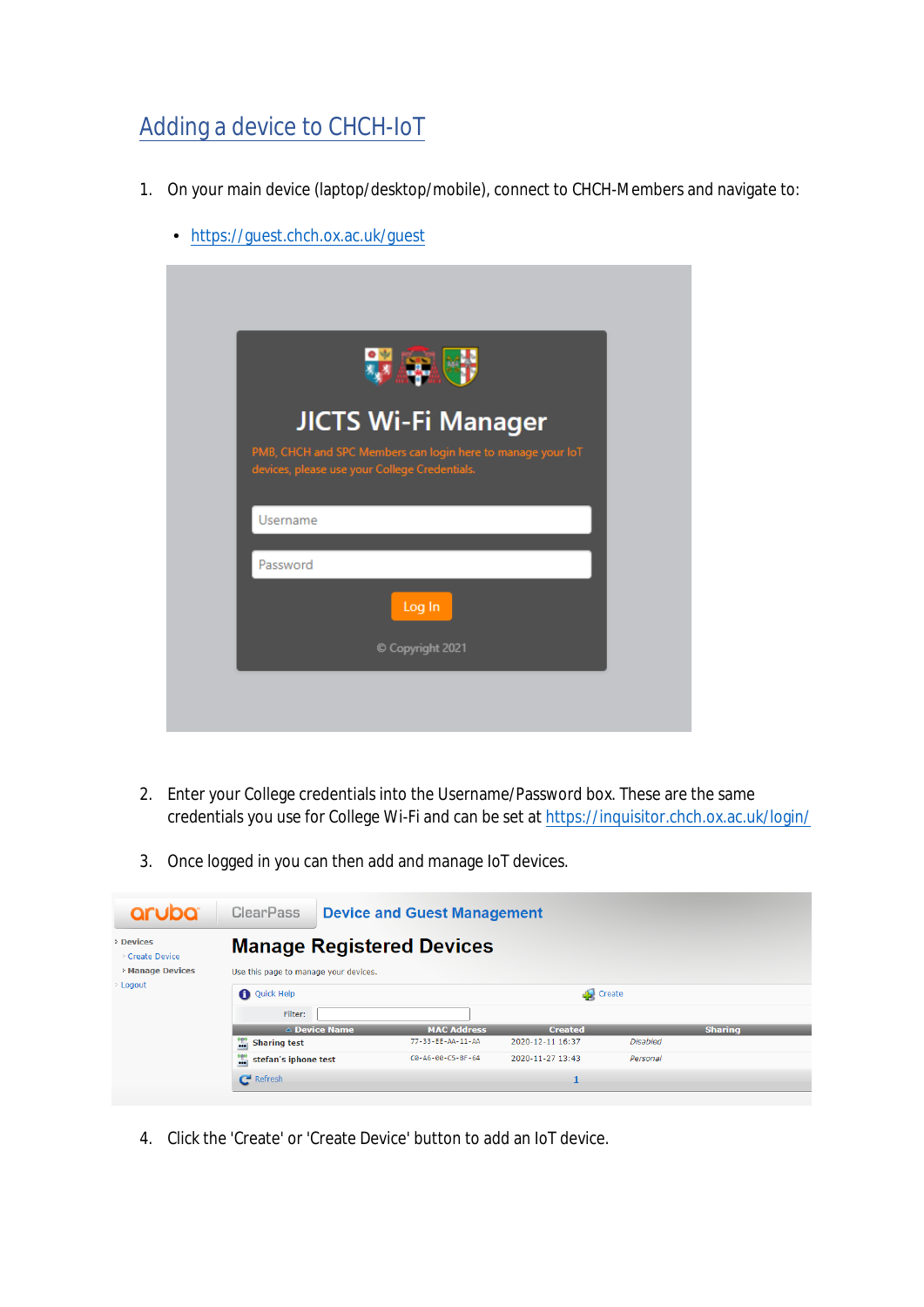# Adding a device to CHCH-IoT

1. On your main device (laptop/desktop/mobile), connect to CHCH-Members and navigate to:

   - https://guest.chch.ox.ac.uk/guest

2. Enter your College credentials into the Username/Password box. These are the same credentials you use for College Wi-Fi and can be set at https://inquisitor.chch.ox.ac.uk/login/

3. Once logged in you can then add and manage IoT devices.

4. Click the 'Create' or 'Create Device' button to add an IoT device.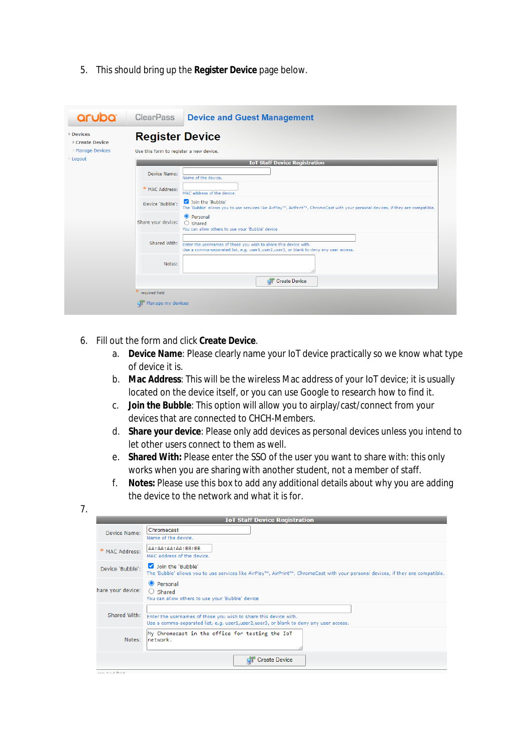5. This should bring up the **Register Device** page below.

aruba | ClearPass | Device and Guest Management

› Devices
› Create Device
› Manage Devices
› Logout

**Register Device**

Use this form to register a new device.

| IoT Staff Device Registration | |
|---|---|
| Device Name: | Name of the device. |
| * MAC Address: | MAC address of the device. |
| Device 'Bubble': | ☑ Join the 'Bubble' The 'Bubble' allows you to use services like AirPlay™, AirPrint™, ChromeCast with your personal devices, if they are compatible. |
| Share your device: | ◉ Personal ○ Shared You can allow others to use your 'Bubble' device |
| Shared With: | Enter the usernames of those you wish to share this device with. Use a comma-separated list, e.g. user1,user2,user3, or blank to deny any user access. |
| Notes: | |
| | Create Device |

\* required field

Manage my devices

6. Fill out the form and click **Create Device**.
   a. **Device Name**: Please clearly name your IoT device practically so we know what type of device it is.
   b. **Mac Address**: This will be the wireless Mac address of your IoT device; it is usually located on the device itself, or you can use Google to research how to find it.
   c. **Join the Bubble**: This option will allow you to airplay/cast/connect from your devices that are connected to CHCH-Members.
   d. **Share your device**: Please only add devices as personal devices unless you intend to let other users connect to them as well.
   e. **Shared With:** Please enter the SSO of the user you want to share with: this only works when you are sharing with another student, not a member of staff.
   f. **Notes:** Please use this box to add any additional details about why you are adding the device to the network and what it is for.
7.

| IoT Staff Device Registration | |
|---|---|
| Device Name: | Chromecast — Name of the device. |
| * MAC Address: | AA:AA:AA:AA:BB:BB — MAC address of the device. |
| Device 'Bubble': | ☑ Join the 'Bubble' The 'Bubble' allows you to use services like AirPlay™, AirPrint™, ChromeCast with your personal devices, if they are compatible. |
| hare your device: | ◉ Personal ○ Shared You can allow others to use your 'Bubble' device |
| Shared With: | Enter the usernames of those you wish to share this device with. Use a comma-separated list, e.g. user1,user2,user3, or blank to deny any user access. |
| Notes: | My Chromecast in the office for testing the IoT network. |
| | Create Device |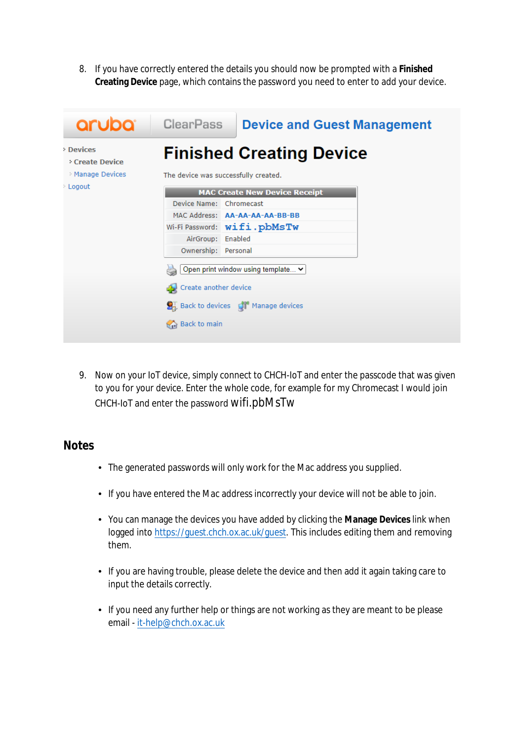8. If you have correctly entered the details you should now be prompted with a **Finished Creating Device** page, which contains the password you need to enter to add your device.

aruba | ClearPass | Device and Guest Management

- Devices
  - Create Device
  - Manage Devices
- Logout

# Finished Creating Device

The device was successfully created.

| MAC Create New Device Receipt | |
|---|---|
| Device Name: | Chromecast |
| MAC Address: | AA-AA-AA-AA-BB-BB |
| Wi-Fi Password: | wifi.pbMsTw |
| AirGroup: | Enabled |
| Ownership: | Personal |

Open print window using template...

Create another device

Back to devices | Manage devices

Back to main

9. Now on your IoT device, simply connect to CHCH-IoT and enter the passcode that was given to you for your device. Enter the whole code, for example for my Chromecast I would join CHCH-IoT and enter the password wifi.pbMsTw

## Notes

- The generated passwords will only work for the Mac address you supplied.
- If you have entered the Mac address incorrectly your device will not be able to join.
- You can manage the devices you have added by clicking the **Manage Devices** link when logged into https://guest.chch.ox.ac.uk/guest. This includes editing them and removing them.
- If you are having trouble, please delete the device and then add it again taking care to input the details correctly.
- If you need any further help or things are not working as they are meant to be please email - it-help@chch.ox.ac.uk